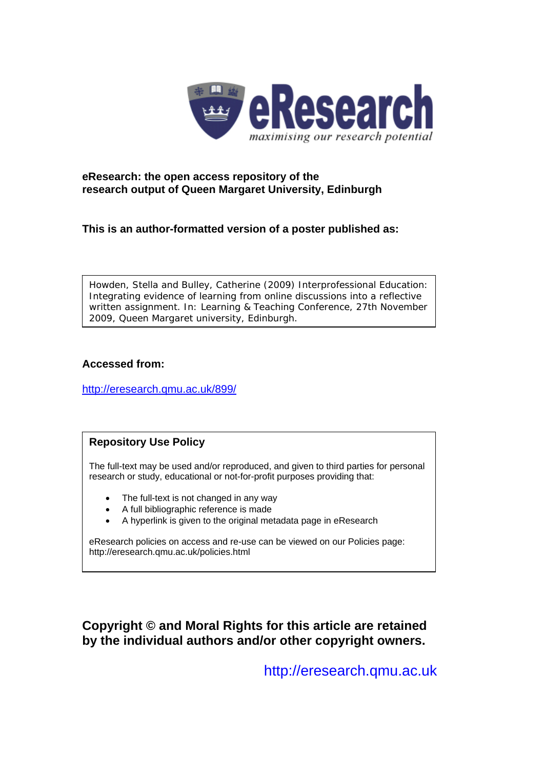eResearch
*maximising our research potential*

**eResearch: the open access repository of the research output of Queen Margaret University, Edinburgh**

**This is an author-formatted version of a poster published as:**

Howden, Stella and Bulley, Catherine (2009) Interprofessional Education: Integrating evidence of learning from online discussions into a reflective written assignment. In: Learning & Teaching Conference, 27th November 2009, Queen Margaret university, Edinburgh.

**Accessed from:**

http://eresearch.qmu.ac.uk/899/

**Repository Use Policy**

The full-text may be used and/or reproduced, and given to third parties for personal research or study, educational or not-for-profit purposes providing that:

- The full-text is not changed in any way
- A full bibliographic reference is made
- A hyperlink is given to the original metadata page in eResearch

eResearch policies on access and re-use can be viewed on our Policies page: http://eresearch.qmu.ac.uk/policies.html

**Copyright © and Moral Rights for this article are retained by the individual authors and/or other copyright owners.**

http://eresearch.qmu.ac.uk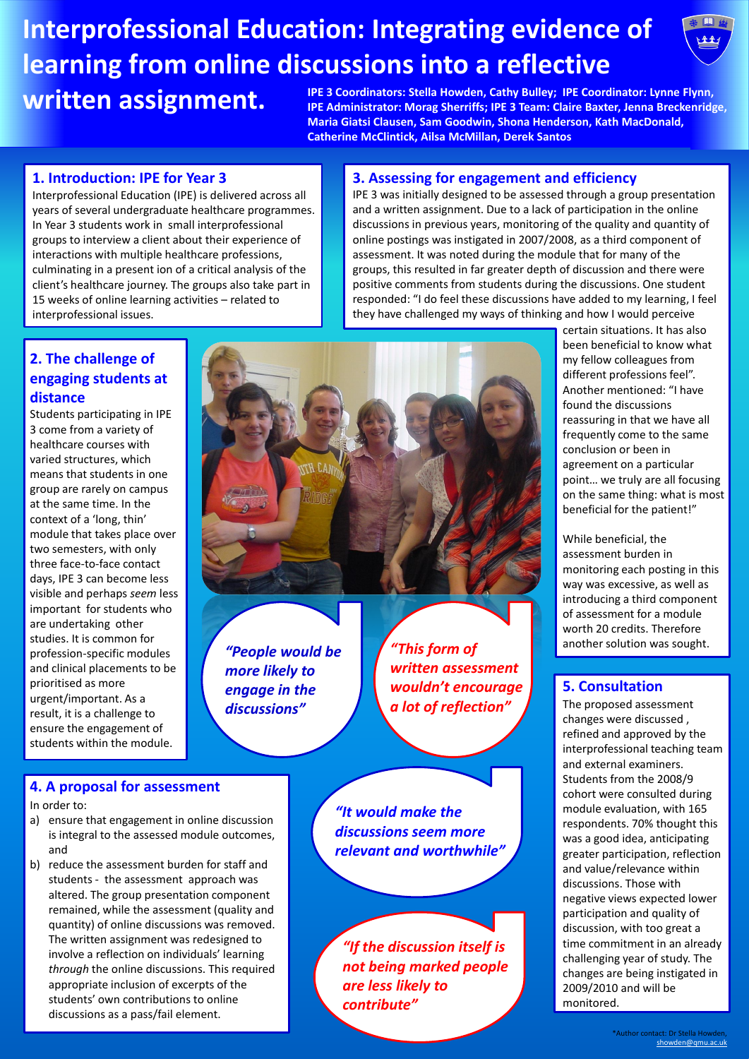# Interprofessional Education: Integrating evidence of learning from online discussions into a reflective written assignment.

**IPE 3 Coordinators: Stella Howden, Cathy Bulley; IPE Coordinator: Lynne Flynn, IPE Administrator: Morag Sherriffs; IPE 3 Team: Claire Baxter, Jenna Breckenridge, Maria Giatsi Clausen, Sam Goodwin, Shona Henderson, Kath MacDonald, Catherine McClintick, Ailsa McMillan, Derek Santos**

## 1. Introduction: IPE for Year 3

Interprofessional Education (IPE) is delivered across all years of several undergraduate healthcare programmes. In Year 3 students work in small interprofessional groups to interview a client about their experience of interactions with multiple healthcare professions, culminating in a present ion of a critical analysis of the client's healthcare journey. The groups also take part in 15 weeks of online learning activities – related to interprofessional issues.

## 2. The challenge of engaging students at distance

Students participating in IPE 3 come from a variety of healthcare courses with varied structures, which means that students in one group are rarely on campus at the same time. In the context of a 'long, thin' module that takes place over two semesters, with only three face-to-face contact days, IPE 3 can become less visible and perhaps *seem* less important for students who are undertaking other studies. It is common for profession-specific modules and clinical placements to be prioritised as more urgent/important. As a result, it is a challenge to ensure the engagement of students within the module.

*"People would be more likely to engage in the discussions"*

*"This form of written assessment wouldn't encourage a lot of reflection"*

*"It would make the discussions seem more relevant and worthwhile"*

*"If the discussion itself is not being marked people are less likely to contribute"*

## 3. Assessing for engagement and efficiency

IPE 3 was initially designed to be assessed through a group presentation and a written assignment. Due to a lack of participation in the online discussions in previous years, monitoring of the quality and quantity of online postings was instigated in 2007/2008, as a third component of assessment. It was noted during the module that for many of the groups, this resulted in far greater depth of discussion and there were positive comments from students during the discussions. One student responded: "I do feel these discussions have added to my learning, I feel they have challenged my ways of thinking and how I would perceive certain situations. It has also been beneficial to know what my fellow colleagues from different professions feel". Another mentioned: "I have found the discussions reassuring in that we have all frequently come to the same conclusion or been in agreement on a particular point… we truly are all focusing on the same thing: what is most beneficial for the patient!"

While beneficial, the assessment burden in monitoring each posting in this way was excessive, as well as introducing a third component of assessment for a module worth 20 credits. Therefore another solution was sought.

## 4. A proposal for assessment

In order to:

a) ensure that engagement in online discussion is integral to the assessed module outcomes, and
b) reduce the assessment burden for staff and students - the assessment approach was altered. The group presentation component remained, while the assessment (quality and quantity) of online discussions was removed. The written assignment was redesigned to involve a reflection on individuals' learning *through* the online discussions. This required appropriate inclusion of excerpts of the students' own contributions to online discussions as a pass/fail element.

## 5. Consultation

The proposed assessment changes were discussed , refined and approved by the interprofessional teaching team and external examiners. Students from the 2008/9 cohort were consulted during module evaluation, with 165 respondents. 70% thought this was a good idea, anticipating greater participation, reflection and value/relevance within discussions. Those with negative views expected lower participation and quality of discussion, with too great a time commitment in an already challenging year of study. The changes are being instigated in 2009/2010 and will be monitored.

*Author contact: Dr Stella Howden, showden@qmu.ac.uk